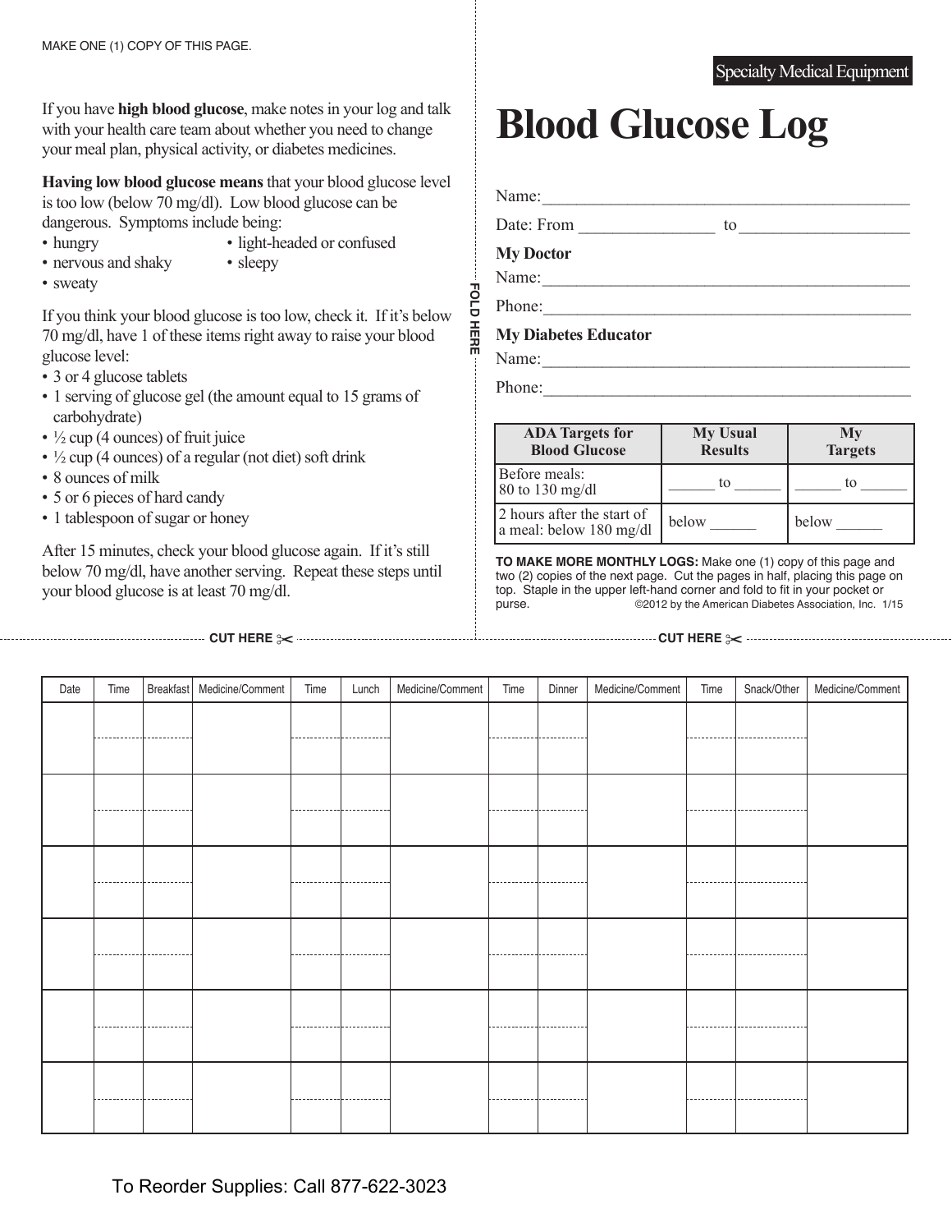MAKE ONE (1) COPY OF THIS PAGE.

If you have **high blood glucose**, make notes in your log and talk with your health care team about whether you need to change your meal plan, physical activity, or diabetes medicines.

**Having low blood glucose means** that your blood glucose level is too low (below 70 mg/dl). Low blood glucose can be dangerous. Symptoms include being:

- hungry
- nervous and shaky
- sweaty
- light-headed or confused
- sleepy

If you think your blood glucose is too low, check it. If it's below 70 mg/dl, have 1 of these items right away to raise your blood glucose level:

- 3 or 4 glucose tablets
- 1 serving of glucose gel (the amount equal to 15 grams of carbohydrate)
- ½ cup (4 ounces) of fruit juice
- ½ cup (4 ounces) of a regular (not diet) soft drink
- 8 ounces of milk
- 5 or 6 pieces of hard candy
- 1 tablespoon of sugar or honey

After 15 minutes, check your blood glucose again. If it's still below 70 mg/dl, have another serving. Repeat these steps until your blood glucose is at least 70 mg/dl.

FOLD HERE

Specialty Medical Equipment

# Blood Glucose Log

Name:\_\_\_\_\_\_\_\_\_\_\_\_\_\_\_\_\_\_\_\_\_\_\_\_\_\_\_\_\_\_\_\_\_\_\_\_

Date: From \_\_\_\_\_\_\_\_\_\_\_\_\_\_ to \_\_\_\_\_\_\_\_\_\_\_\_\_\_\_\_

**My Doctor**

Name:\_\_\_\_\_\_\_\_\_\_\_\_\_\_\_\_\_\_\_\_\_\_\_\_\_\_\_\_\_\_\_\_\_\_\_\_

Phone:\_\_\_\_\_\_\_\_\_\_\_\_\_\_\_\_\_\_\_\_\_\_\_\_\_\_\_\_\_\_\_\_\_\_\_\_

**My Diabetes Educator**

Name:\_\_\_\_\_\_\_\_\_\_\_\_\_\_\_\_\_\_\_\_\_\_\_\_\_\_\_\_\_\_\_\_\_\_\_\_

Phone:\_\_\_\_\_\_\_\_\_\_\_\_\_\_\_\_\_\_\_\_\_\_\_\_\_\_\_\_\_\_\_\_\_\_\_\_

| ADA Targets for Blood Glucose | My Usual Results | My Targets |
|---|---|---|
| Before meals: 80 to 130 mg/dl | \_\_\_\_\_\_ to \_\_\_\_\_\_ | \_\_\_\_\_\_ to \_\_\_\_\_\_ |
| 2 hours after the start of a meal: below 180 mg/dl | below \_\_\_\_\_\_ | below \_\_\_\_\_\_ |

**TO MAKE MORE MONTHLY LOGS:** Make one (1) copy of this page and two (2) copies of the next page. Cut the pages in half, placing this page on top. Staple in the upper left-hand corner and fold to fit in your pocket or purse. ©2012 by the American Diabetes Association, Inc. 1/15

CUT HERE ✂ CUT HERE ✂

| Date | Time | Breakfast | Medicine/Comment | Time | Lunch | Medicine/Comment | Time | Dinner | Medicine/Comment | Time | Snack/Other | Medicine/Comment |
|---|---|---|---|---|---|---|---|---|---|---|---|---|
| | | | | | | | | | | | | |
| | | | | | | | | | | | | |
| | | | | | | | | | | | | |
| | | | | | | | | | | | | |
| | | | | | | | | | | | | |
| | | | | | | | | | | | | |

To Reorder Supplies: Call 877-622-3023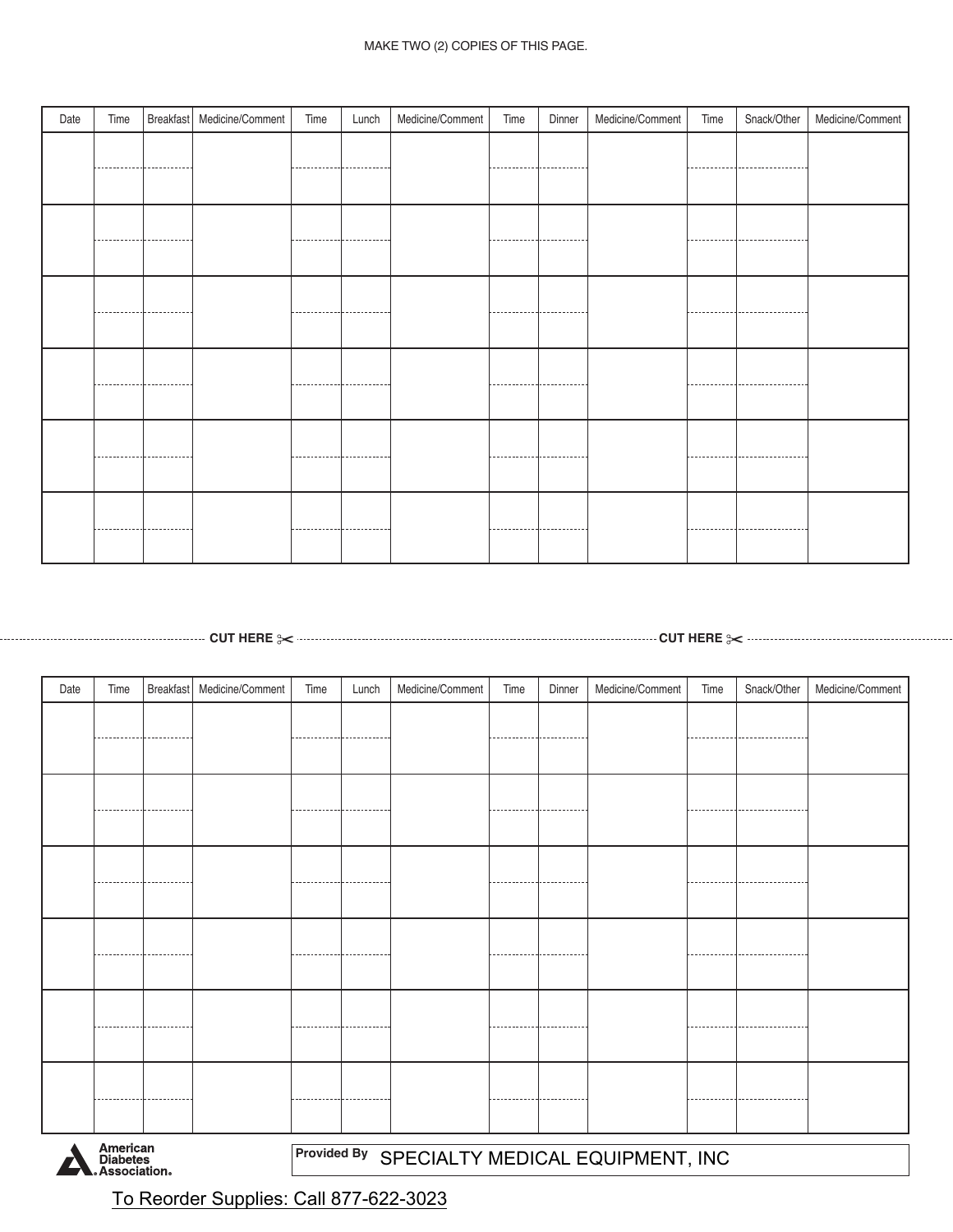MAKE TWO (2) COPIES OF THIS PAGE.

| Date | Time | Breakfast | Medicine/Comment | Time | Lunch | Medicine/Comment | Time | Dinner | Medicine/Comment | Time | Snack/Other | Medicine/Comment |
|---|---|---|---|---|---|---|---|---|---|---|---|---|
| | | | | | | | | | | | | |
| | | | | | | | | | | | | |
| | | | | | | | | | | | | |
| | | | | | | | | | | | | |
| | | | | | | | | | | | | |
| | | | | | | | | | | | | |

CUT HERE ✂ CUT HERE ✂

| Date | Time | Breakfast | Medicine/Comment | Time | Lunch | Medicine/Comment | Time | Dinner | Medicine/Comment | Time | Snack/Other | Medicine/Comment |
|---|---|---|---|---|---|---|---|---|---|---|---|---|
| | | | | | | | | | | | | |
| | | | | | | | | | | | | |
| | | | | | | | | | | | | |
| | | | | | | | | | | | | |
| | | | | | | | | | | | | |
| | | | | | | | | | | | | |

American Diabetes Association.

Provided By SPECIALTY MEDICAL EQUIPMENT, INC

To Reorder Supplies: Call 877-622-3023